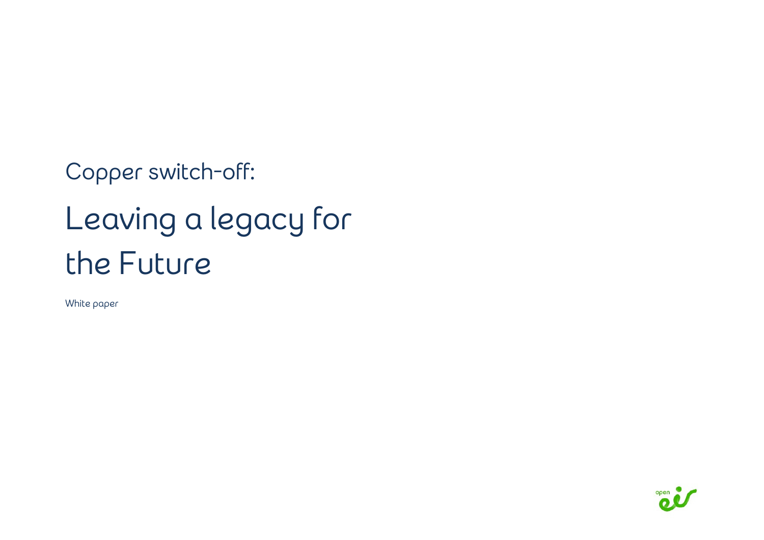Copper switch-off:

# Leaving a legacy for the Future

White paper

open eir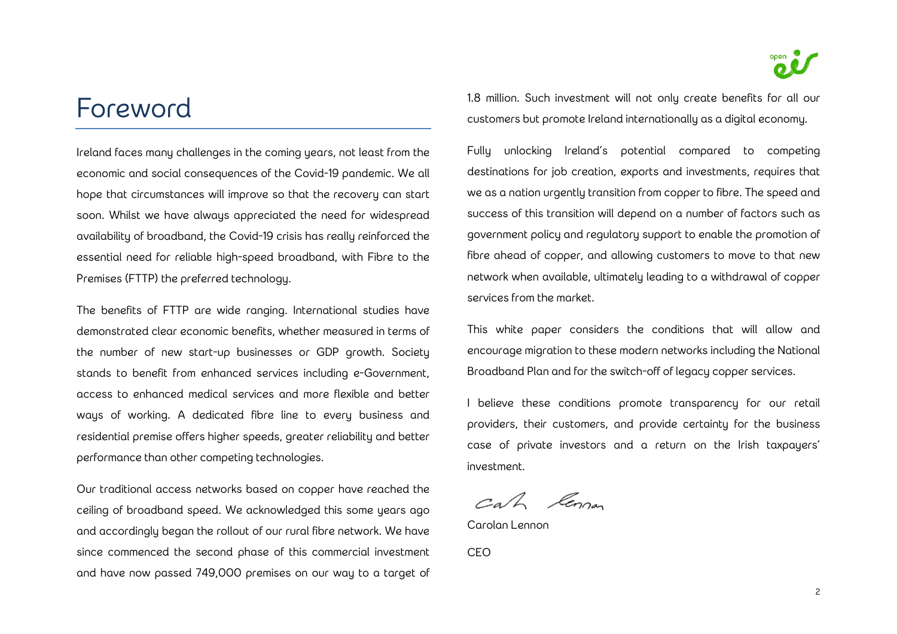# Foreword

Ireland faces many challenges in the coming years, not least from the economic and social consequences of the Covid-19 pandemic. We all hope that circumstances will improve so that the recovery can start soon. Whilst we have always appreciated the need for widespread availability of broadband, the Covid-19 crisis has really reinforced the essential need for reliable high-speed broadband, with Fibre to the Premises (FTTP) the preferred technology.

The benefits of FTTP are wide ranging. International studies have demonstrated clear economic benefits, whether measured in terms of the number of new start-up businesses or GDP growth. Society stands to benefit from enhanced services including e-Government, access to enhanced medical services and more flexible and better ways of working. A dedicated fibre line to every business and residential premise offers higher speeds, greater reliability and better performance than other competing technologies.

Our traditional access networks based on copper have reached the ceiling of broadband speed. We acknowledged this some years ago and accordingly began the rollout of our rural fibre network. We have since commenced the second phase of this commercial investment and have now passed 749,000 premises on our way to a target of 1.8 million. Such investment will not only create benefits for all our customers but promote Ireland internationally as a digital economy.

Fully unlocking Ireland's potential compared to competing destinations for job creation, exports and investments, requires that we as a nation urgently transition from copper to fibre. The speed and success of this transition will depend on a number of factors such as government policy and regulatory support to enable the promotion of fibre ahead of copper, and allowing customers to move to that new network when available, ultimately leading to a withdrawal of copper services from the market.

This white paper considers the conditions that will allow and encourage migration to these modern networks including the National Broadband Plan and for the switch-off of legacy copper services.

I believe these conditions promote transparency for our retail providers, their customers, and provide certainty for the business case of private investors and a return on the Irish taxpayers' investment.

Carolan Lennon

CEO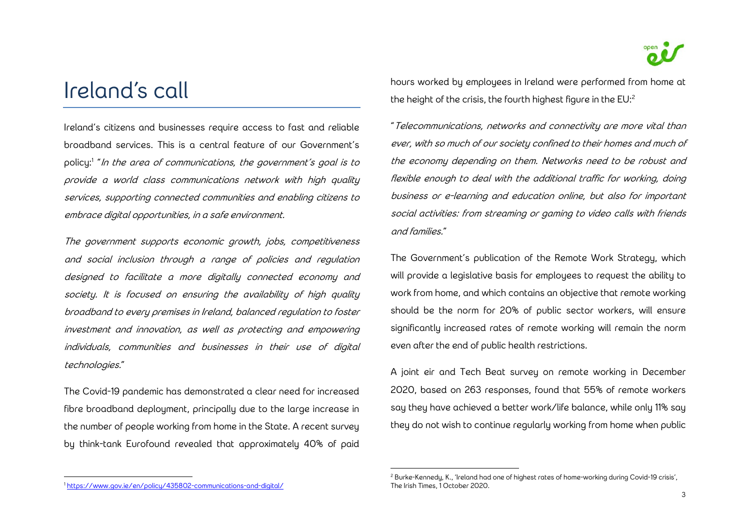# Ireland's call

Ireland's citizens and businesses require access to fast and reliable broadband services. This is a central feature of our Government's policy:[1] "*In the area of communications, the government's goal is to provide a world class communications network with high quality services, supporting connected communities and enabling citizens to embrace digital opportunities, in a safe environment.*

*The government supports economic growth, jobs, competitiveness and social inclusion through a range of policies and regulation designed to facilitate a more digitally connected economy and society. It is focused on ensuring the availability of high quality broadband to every premises in Ireland, balanced regulation to foster investment and innovation, as well as protecting and empowering individuals, communities and businesses in their use of digital technologies.*"

The Covid-19 pandemic has demonstrated a clear need for increased fibre broadband deployment, principally due to the large increase in the number of people working from home in the State. A recent survey by think-tank Eurofound revealed that approximately 40% of paid hours worked by employees in Ireland were performed from home at the height of the crisis, the fourth highest figure in the EU:[2]

"*Telecommunications, networks and connectivity are more vital than ever, with so much of our society confined to their homes and much of the economy depending on them. Networks need to be robust and flexible enough to deal with the additional traffic for working, doing business or e-learning and education online, but also for important social activities: from streaming or gaming to video calls with friends and families.*"

The Government's publication of the Remote Work Strategy, which will provide a legislative basis for employees to request the ability to work from home, and which contains an objective that remote working should be the norm for 20% of public sector workers, will ensure significantly increased rates of remote working will remain the norm even after the end of public health restrictions.

A joint eir and Tech Beat survey on remote working in December 2020, based on 263 responses, found that 55% of remote workers say they have achieved a better work/life balance, while only 11% say they do not wish to continue regularly working from home when public

[1] https://www.gov.ie/en/policy/435802-communications-and-digital/

[2] Burke-Kennedy, K., 'Ireland had one of highest rates of home-working during Covid-19 crisis', The Irish Times, 1 October 2020.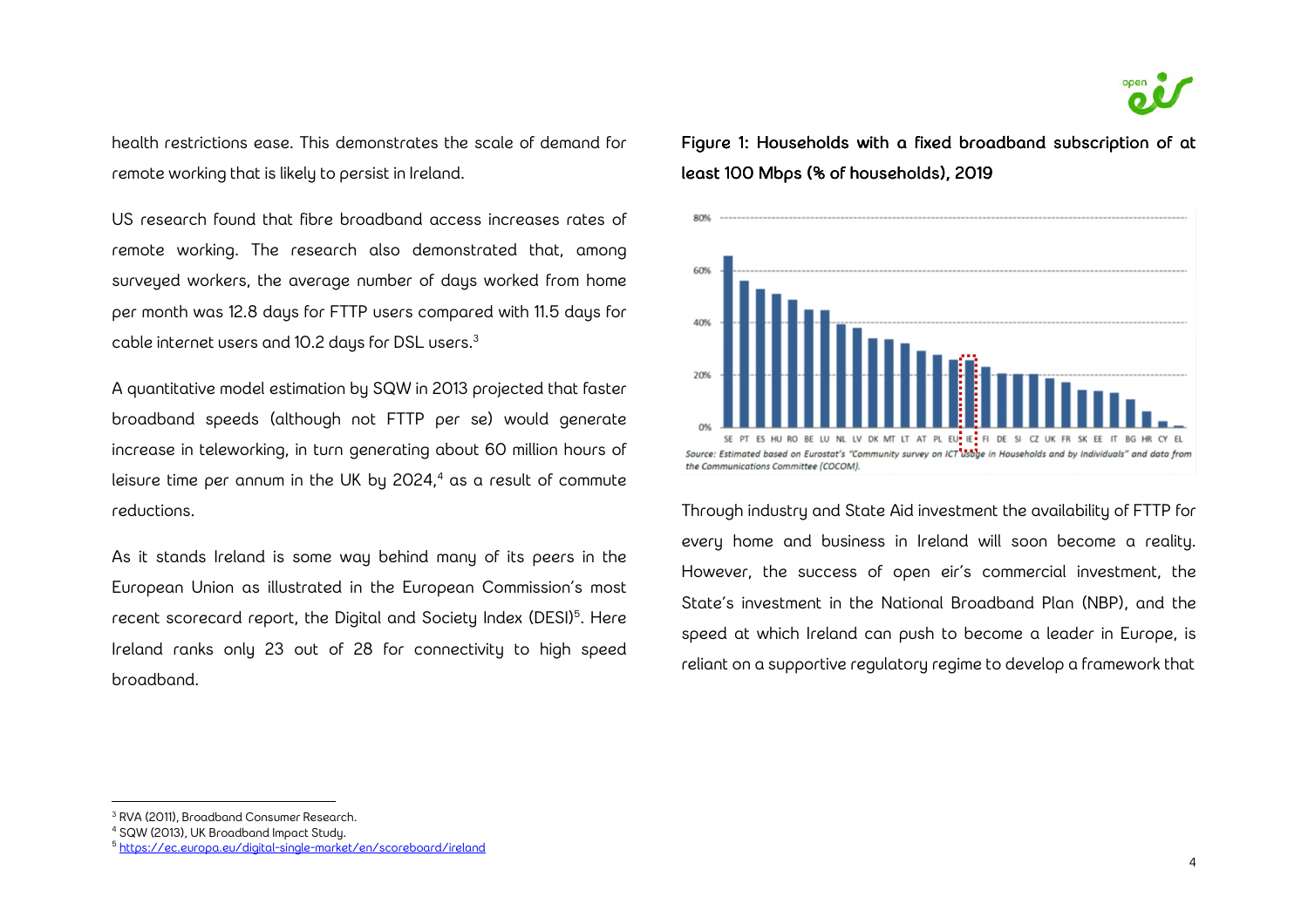health restrictions ease. This demonstrates the scale of demand for remote working that is likely to persist in Ireland.

US research found that fibre broadband access increases rates of remote working. The research also demonstrated that, among surveyed workers, the average number of days worked from home per month was 12.8 days for FTTP users compared with 11.5 days for cable internet users and 10.2 days for DSL users.[3]

A quantitative model estimation by SQW in 2013 projected that faster broadband speeds (although not FTTP per se) would generate increase in teleworking, in turn generating about 60 million hours of leisure time per annum in the UK by 2024,[4] as a result of commute reductions.

As it stands Ireland is some way behind many of its peers in the European Union as illustrated in the European Commission's most recent scorecard report, the Digital and Society Index (DESI)[5]. Here Ireland ranks only 23 out of 28 for connectivity to high speed broadband.

**Figure 1: Households with a fixed broadband subscription of at least 100 Mbps (% of households), 2019**

*Source: Estimated based on Eurostat's "Community survey on ICT usage in Households and by Individuals" and data from the Communications Committee (COCOM).*

Through industry and State Aid investment the availability of FTTP for every home and business in Ireland will soon become a reality. However, the success of open eir's commercial investment, the State's investment in the National Broadband Plan (NBP), and the speed at which Ireland can push to become a leader in Europe, is reliant on a supportive regulatory regime to develop a framework that

---

[3] RVA (2011), Broadband Consumer Research.

[4] SQW (2013), UK Broadband Impact Study.

[5] https://ec.europa.eu/digital-single-market/en/scoreboard/ireland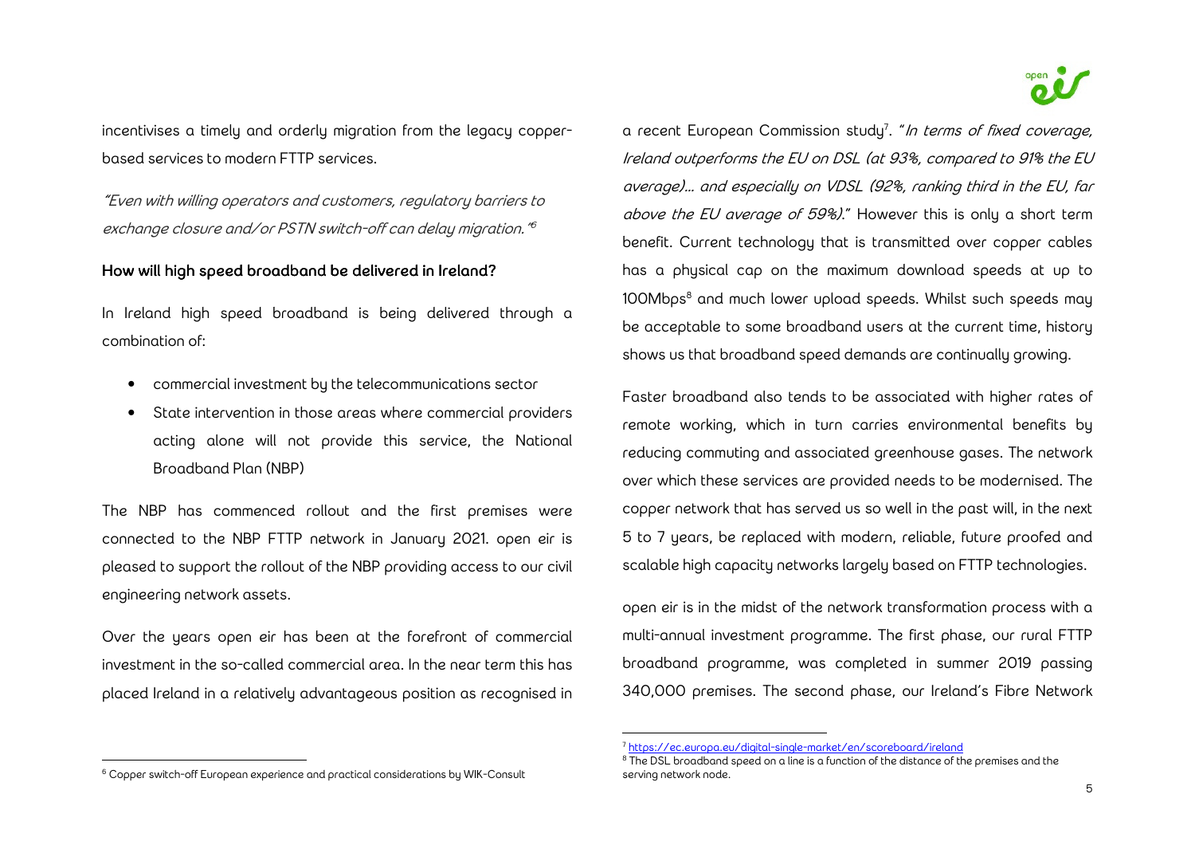incentivises a timely and orderly migration from the legacy copper-based services to modern FTTP services.

*"Even with willing operators and customers, regulatory barriers to exchange closure and/or PSTN switch-off can delay migration."*[6]

## How will high speed broadband be delivered in Ireland?

In Ireland high speed broadband is being delivered through a combination of:

- commercial investment by the telecommunications sector
- State intervention in those areas where commercial providers acting alone will not provide this service, the National Broadband Plan (NBP)

The NBP has commenced rollout and the first premises were connected to the NBP FTTP network in January 2021. open eir is pleased to support the rollout of the NBP providing access to our civil engineering network assets.

Over the years open eir has been at the forefront of commercial investment in the so-called commercial area. In the near term this has placed Ireland in a relatively advantageous position as recognised in a recent European Commission study[7]. "*In terms of fixed coverage, Ireland outperforms the EU on DSL (at 93%, compared to 91% the EU average)... and especially on VDSL (92%, ranking third in the EU, far above the EU average of 59%).*" However this is only a short term benefit. Current technology that is transmitted over copper cables has a physical cap on the maximum download speeds at up to 100Mbps[8] and much lower upload speeds. Whilst such speeds may be acceptable to some broadband users at the current time, history shows us that broadband speed demands are continually growing.

Faster broadband also tends to be associated with higher rates of remote working, which in turn carries environmental benefits by reducing commuting and associated greenhouse gases. The network over which these services are provided needs to be modernised. The copper network that has served us so well in the past will, in the next 5 to 7 years, be replaced with modern, reliable, future proofed and scalable high capacity networks largely based on FTTP technologies.

open eir is in the midst of the network transformation process with a multi-annual investment programme. The first phase, our rural FTTP broadband programme, was completed in summer 2019 passing 340,000 premises. The second phase, our Ireland's Fibre Network

---

[6] Copper switch-off European experience and practical considerations by WIK-Consult

[7] https://ec.europa.eu/digital-single-market/en/scoreboard/ireland

[8] The DSL broadband speed on a line is a function of the distance of the premises and the serving network node.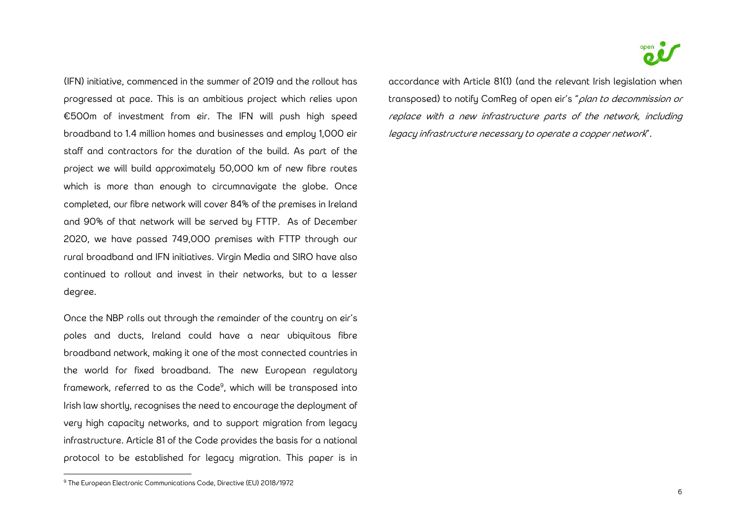(IFN) initiative, commenced in the summer of 2019 and the rollout has progressed at pace. This is an ambitious project which relies upon €500m of investment from eir. The IFN will push high speed broadband to 1.4 million homes and businesses and employ 1,000 eir staff and contractors for the duration of the build. As part of the project we will build approximately 50,000 km of new fibre routes which is more than enough to circumnavigate the globe. Once completed, our fibre network will cover 84% of the premises in Ireland and 90% of that network will be served by FTTP. As of December 2020, we have passed 749,000 premises with FTTP through our rural broadband and IFN initiatives. Virgin Media and SIRO have also continued to rollout and invest in their networks, but to a lesser degree.

Once the NBP rolls out through the remainder of the country on eir's poles and ducts, Ireland could have a near ubiquitous fibre broadband network, making it one of the most connected countries in the world for fixed broadband. The new European regulatory framework, referred to as the Code[9], which will be transposed into Irish law shortly, recognises the need to encourage the deployment of very high capacity networks, and to support migration from legacy infrastructure. Article 81 of the Code provides the basis for a national protocol to be established for legacy migration. This paper is in accordance with Article 81(1) (and the relevant Irish legislation when transposed) to notify ComReg of open eir's "*plan to decommission or replace with a new infrastructure parts of the network, including legacy infrastructure necessary to operate a copper network*".

[9] The European Electronic Communications Code, Directive (EU) 2018/1972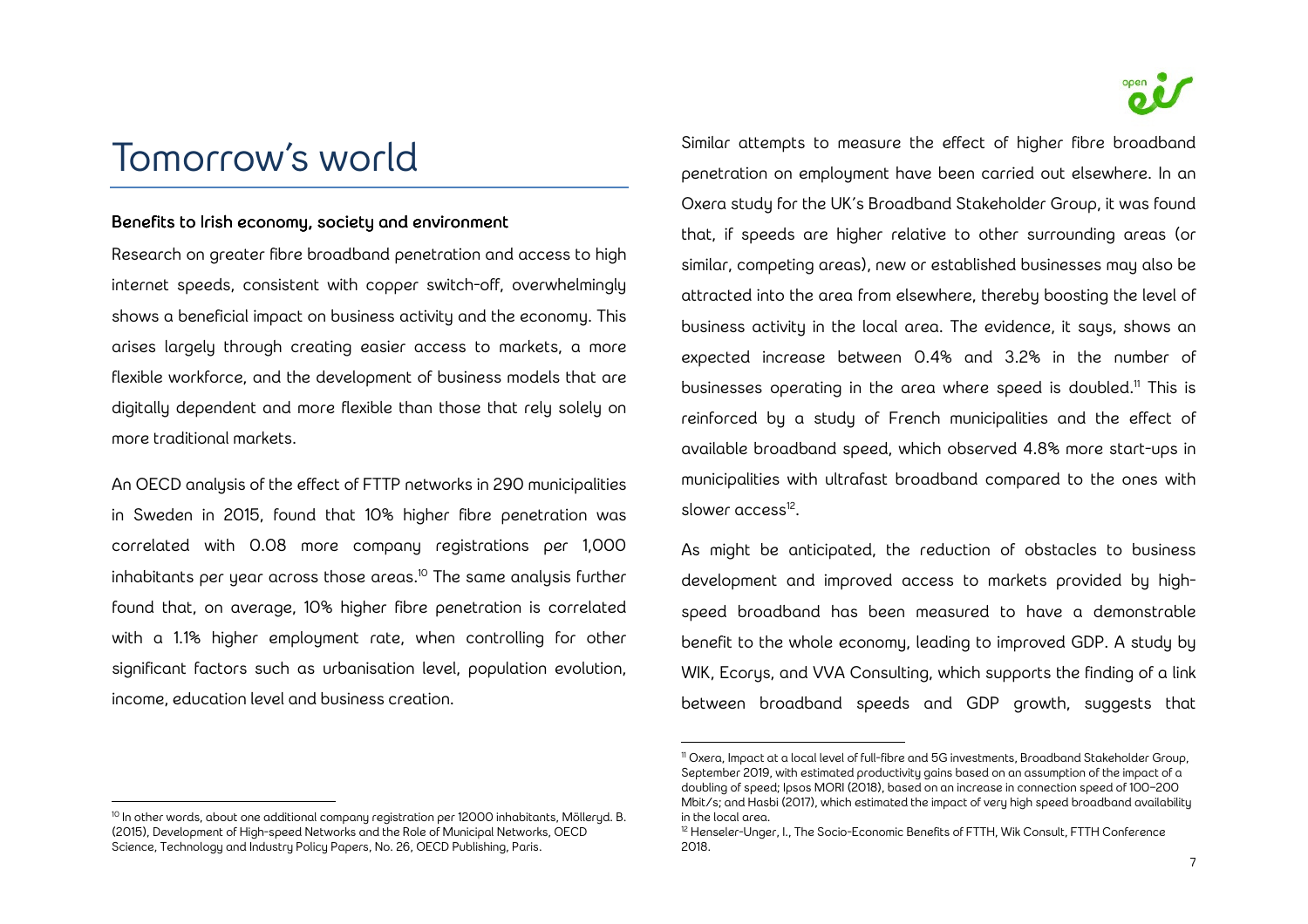# Tomorrow's world

### Benefits to Irish economy, society and environment

Research on greater fibre broadband penetration and access to high internet speeds, consistent with copper switch-off, overwhelmingly shows a beneficial impact on business activity and the economy. This arises largely through creating easier access to markets, a more flexible workforce, and the development of business models that are digitally dependent and more flexible than those that rely solely on more traditional markets.

An OECD analysis of the effect of FTTP networks in 290 municipalities in Sweden in 2015, found that 10% higher fibre penetration was correlated with 0.08 more company registrations per 1,000 inhabitants per year across those areas.[10] The same analysis further found that, on average, 10% higher fibre penetration is correlated with a 1.1% higher employment rate, when controlling for other significant factors such as urbanisation level, population evolution, income, education level and business creation.

Similar attempts to measure the effect of higher fibre broadband penetration on employment have been carried out elsewhere. In an Oxera study for the UK's Broadband Stakeholder Group, it was found that, if speeds are higher relative to other surrounding areas (or similar, competing areas), new or established businesses may also be attracted into the area from elsewhere, thereby boosting the level of business activity in the local area. The evidence, it says, shows an expected increase between 0.4% and 3.2% in the number of businesses operating in the area where speed is doubled.[11] This is reinforced by a study of French municipalities and the effect of available broadband speed, which observed 4.8% more start-ups in municipalities with ultrafast broadband compared to the ones with slower access[12].

As might be anticipated, the reduction of obstacles to business development and improved access to markets provided by high-speed broadband has been measured to have a demonstrable benefit to the whole economy, leading to improved GDP. A study by WIK, Ecorys, and VVA Consulting, which supports the finding of a link between broadband speeds and GDP growth, suggests that

---

[10] In other words, about one additional company registration per 12000 inhabitants, Mölleryd. B. (2015), Development of High-speed Networks and the Role of Municipal Networks, OECD Science, Technology and Industry Policy Papers, No. 26, OECD Publishing, Paris.

[11] Oxera, Impact at a local level of full-fibre and 5G investments, Broadband Stakeholder Group, September 2019, with estimated productivity gains based on an assumption of the impact of a doubling of speed; Ipsos MORI (2018), based on an increase in connection speed of 100–200 Mbit/s; and Hasbi (2017), which estimated the impact of very high speed broadband availability in the local area.

[12] Henseler-Unger, I., The Socio-Economic Benefits of FTTH, Wik Consult, FTTH Conference 2018.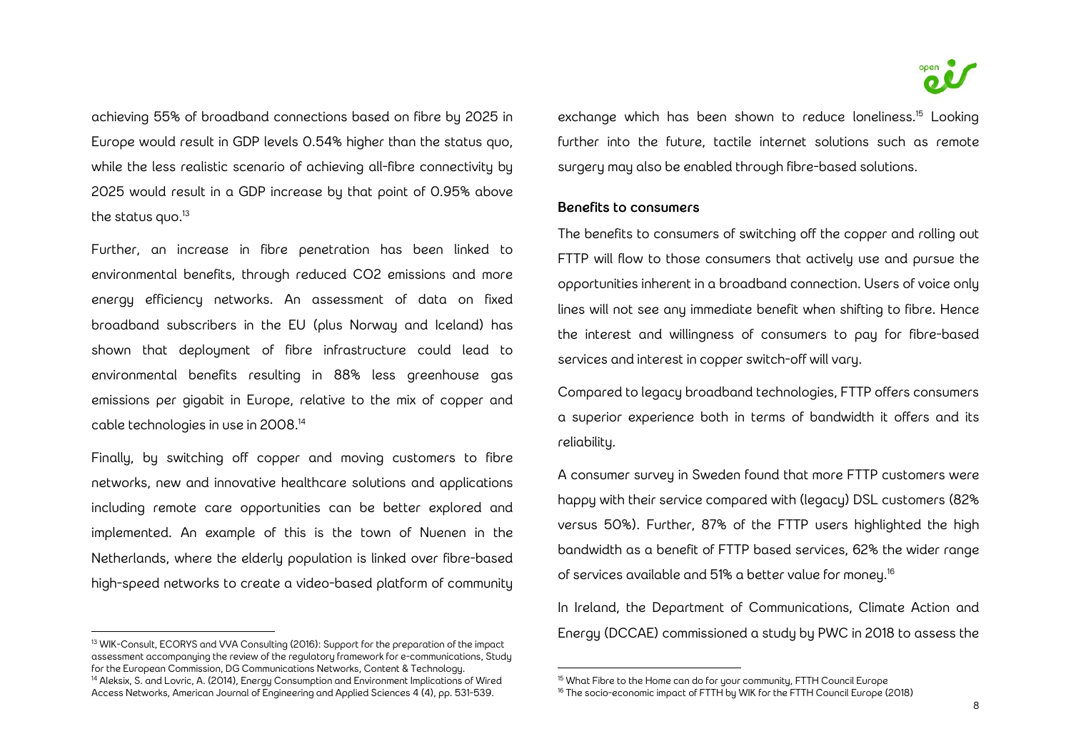achieving 55% of broadband connections based on fibre by 2025 in Europe would result in GDP levels 0.54% higher than the status quo, while the less realistic scenario of achieving all-fibre connectivity by 2025 would result in a GDP increase by that point of 0.95% above the status quo.[13]

Further, an increase in fibre penetration has been linked to environmental benefits, through reduced CO2 emissions and more energy efficiency networks. An assessment of data on fixed broadband subscribers in the EU (plus Norway and Iceland) has shown that deployment of fibre infrastructure could lead to environmental benefits resulting in 88% less greenhouse gas emissions per gigabit in Europe, relative to the mix of copper and cable technologies in use in 2008.[14]

Finally, by switching off copper and moving customers to fibre networks, new and innovative healthcare solutions and applications including remote care opportunities can be better explored and implemented. An example of this is the town of Nuenen in the Netherlands, where the elderly population is linked over fibre-based high-speed networks to create a video-based platform of community exchange which has been shown to reduce loneliness.[15] Looking further into the future, tactile internet solutions such as remote surgery may also be enabled through fibre-based solutions.

### Benefits to consumers

The benefits to consumers of switching off the copper and rolling out FTTP will flow to those consumers that actively use and pursue the opportunities inherent in a broadband connection. Users of voice only lines will not see any immediate benefit when shifting to fibre. Hence the interest and willingness of consumers to pay for fibre-based services and interest in copper switch-off will vary.

Compared to legacy broadband technologies, FTTP offers consumers a superior experience both in terms of bandwidth it offers and its reliability.

A consumer survey in Sweden found that more FTTP customers were happy with their service compared with (legacy) DSL customers (82% versus 50%). Further, 87% of the FTTP users highlighted the high bandwidth as a benefit of FTTP based services, 62% the wider range of services available and 51% a better value for money.[16]

In Ireland, the Department of Communications, Climate Action and Energy (DCCAE) commissioned a study by PWC in 2018 to assess the

---

[13] WIK-Consult, ECORYS and VVA Consulting (2016): Support for the preparation of the impact assessment accompanying the review of the regulatory framework for e-communications, Study for the European Commission, DG Communications Networks, Content & Technology.

[14] Aleksix, S. and Lovric, A. (2014), Energy Consumption and Environment Implications of Wired Access Networks, American Journal of Engineering and Applied Sciences 4 (4), pp. 531-539.

[15] What Fibre to the Home can do for your community, FTTH Council Europe

[16] The socio-economic impact of FTTH by WIK for the FTTH Council Europe (2018)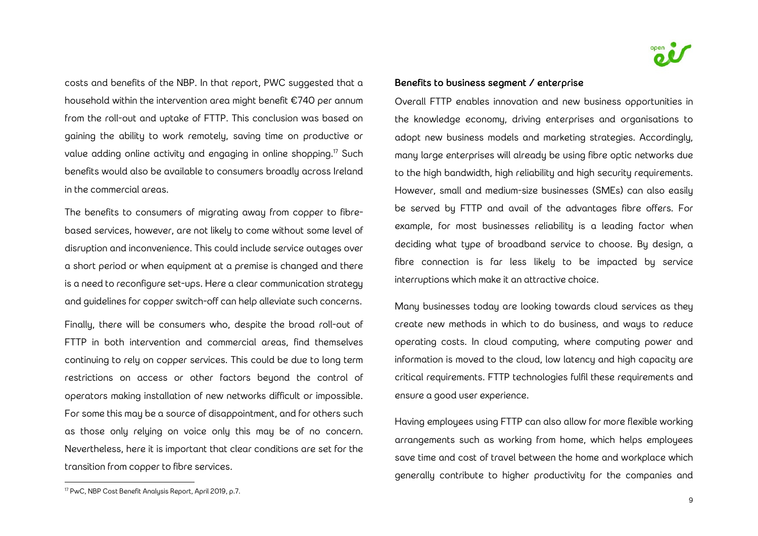costs and benefits of the NBP. In that report, PWC suggested that a household within the intervention area might benefit €740 per annum from the roll-out and uptake of FTTP. This conclusion was based on gaining the ability to work remotely, saving time on productive or value adding online activity and engaging in online shopping.[17] Such benefits would also be available to consumers broadly across Ireland in the commercial areas.

The benefits to consumers of migrating away from copper to fibre-based services, however, are not likely to come without some level of disruption and inconvenience. This could include service outages over a short period or when equipment at a premise is changed and there is a need to reconfigure set-ups. Here a clear communication strategy and guidelines for copper switch-off can help alleviate such concerns.

Finally, there will be consumers who, despite the broad roll-out of FTTP in both intervention and commercial areas, find themselves continuing to rely on copper services. This could be due to long term restrictions on access or other factors beyond the control of operators making installation of new networks difficult or impossible. For some this may be a source of disappointment, and for others such as those only relying on voice only this may be of no concern. Nevertheless, here it is important that clear conditions are set for the transition from copper to fibre services.

[17] PwC, NBP Cost Benefit Analysis Report, April 2019, p.7.

### Benefits to business segment / enterprise

Overall FTTP enables innovation and new business opportunities in the knowledge economy, driving enterprises and organisations to adopt new business models and marketing strategies. Accordingly, many large enterprises will already be using fibre optic networks due to the high bandwidth, high reliability and high security requirements. However, small and medium-size businesses (SMEs) can also easily be served by FTTP and avail of the advantages fibre offers. For example, for most businesses reliability is a leading factor when deciding what type of broadband service to choose. By design, a fibre connection is far less likely to be impacted by service interruptions which make it an attractive choice.

Many businesses today are looking towards cloud services as they create new methods in which to do business, and ways to reduce operating costs. In cloud computing, where computing power and information is moved to the cloud, low latency and high capacity are critical requirements. FTTP technologies fulfil these requirements and ensure a good user experience.

Having employees using FTTP can also allow for more flexible working arrangements such as working from home, which helps employees save time and cost of travel between the home and workplace which generally contribute to higher productivity for the companies and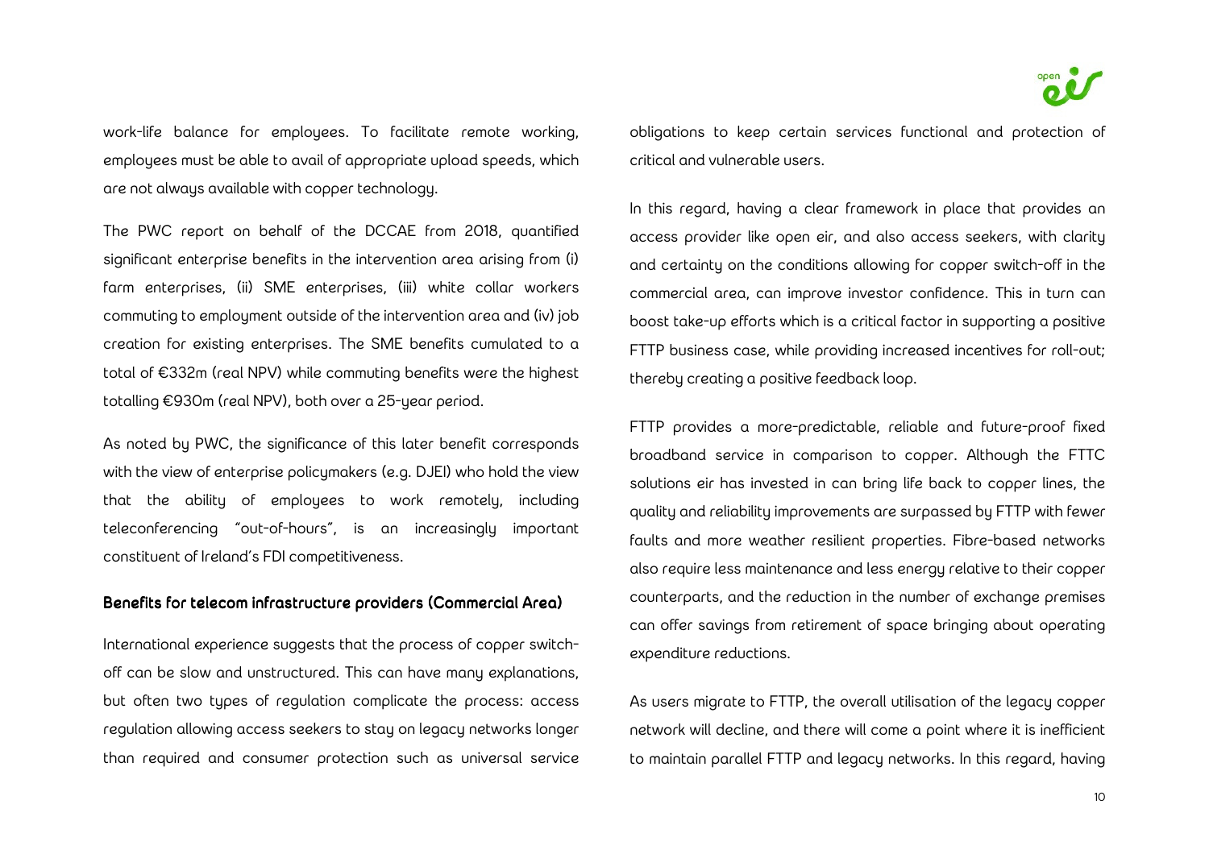work-life balance for employees. To facilitate remote working, employees must be able to avail of appropriate upload speeds, which are not always available with copper technology.

The PWC report on behalf of the DCCAE from 2018, quantified significant enterprise benefits in the intervention area arising from (i) farm enterprises, (ii) SME enterprises, (iii) white collar workers commuting to employment outside of the intervention area and (iv) job creation for existing enterprises. The SME benefits cumulated to a total of €332m (real NPV) while commuting benefits were the highest totalling €930m (real NPV), both over a 25-year period.

As noted by PWC, the significance of this later benefit corresponds with the view of enterprise policymakers (e.g. DJEI) who hold the view that the ability of employees to work remotely, including teleconferencing "out-of-hours", is an increasingly important constituent of Ireland's FDI competitiveness.

### Benefits for telecom infrastructure providers (Commercial Area)

International experience suggests that the process of copper switch-off can be slow and unstructured. This can have many explanations, but often two types of regulation complicate the process: access regulation allowing access seekers to stay on legacy networks longer than required and consumer protection such as universal service obligations to keep certain services functional and protection of critical and vulnerable users.

In this regard, having a clear framework in place that provides an access provider like open eir, and also access seekers, with clarity and certainty on the conditions allowing for copper switch-off in the commercial area, can improve investor confidence. This in turn can boost take-up efforts which is a critical factor in supporting a positive FTTP business case, while providing increased incentives for roll-out; thereby creating a positive feedback loop.

FTTP provides a more-predictable, reliable and future-proof fixed broadband service in comparison to copper. Although the FTTC solutions eir has invested in can bring life back to copper lines, the quality and reliability improvements are surpassed by FTTP with fewer faults and more weather resilient properties. Fibre-based networks also require less maintenance and less energy relative to their copper counterparts, and the reduction in the number of exchange premises can offer savings from retirement of space bringing about operating expenditure reductions.

As users migrate to FTTP, the overall utilisation of the legacy copper network will decline, and there will come a point where it is inefficient to maintain parallel FTTP and legacy networks. In this regard, having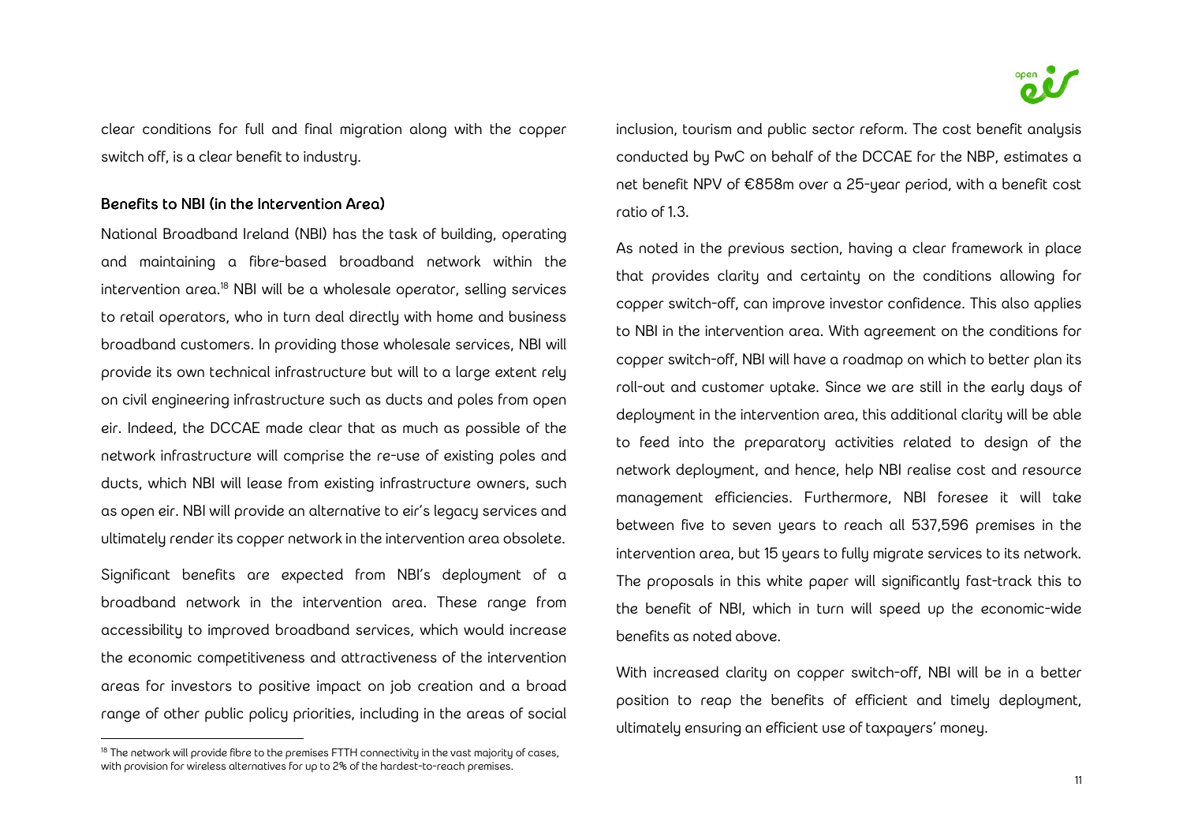clear conditions for full and final migration along with the copper switch off, is a clear benefit to industry.

### Benefits to NBI (in the Intervention Area)

National Broadband Ireland (NBI) has the task of building, operating and maintaining a fibre-based broadband network within the intervention area.[18] NBI will be a wholesale operator, selling services to retail operators, who in turn deal directly with home and business broadband customers. In providing those wholesale services, NBI will provide its own technical infrastructure but will to a large extent rely on civil engineering infrastructure such as ducts and poles from open eir. Indeed, the DCCAE made clear that as much as possible of the network infrastructure will comprise the re-use of existing poles and ducts, which NBI will lease from existing infrastructure owners, such as open eir. NBI will provide an alternative to eir's legacy services and ultimately render its copper network in the intervention area obsolete.

Significant benefits are expected from NBI's deployment of a broadband network in the intervention area. These range from accessibility to improved broadband services, which would increase the economic competitiveness and attractiveness of the intervention areas for investors to positive impact on job creation and a broad range of other public policy priorities, including in the areas of social inclusion, tourism and public sector reform. The cost benefit analysis conducted by PwC on behalf of the DCCAE for the NBP, estimates a net benefit NPV of €858m over a 25-year period, with a benefit cost ratio of 1.3.

As noted in the previous section, having a clear framework in place that provides clarity and certainty on the conditions allowing for copper switch-off, can improve investor confidence. This also applies to NBI in the intervention area. With agreement on the conditions for copper switch-off, NBI will have a roadmap on which to better plan its roll-out and customer uptake. Since we are still in the early days of deployment in the intervention area, this additional clarity will be able to feed into the preparatory activities related to design of the network deployment, and hence, help NBI realise cost and resource management efficiencies. Furthermore, NBI foresee it will take between five to seven years to reach all 537,596 premises in the intervention area, but 15 years to fully migrate services to its network. The proposals in this white paper will significantly fast-track this to the benefit of NBI, which in turn will speed up the economic-wide benefits as noted above.

With increased clarity on copper switch-off, NBI will be in a better position to reap the benefits of efficient and timely deployment, ultimately ensuring an efficient use of taxpayers' money.

[18] The network will provide fibre to the premises FTTH connectivity in the vast majority of cases, with provision for wireless alternatives for up to 2% of the hardest-to-reach premises.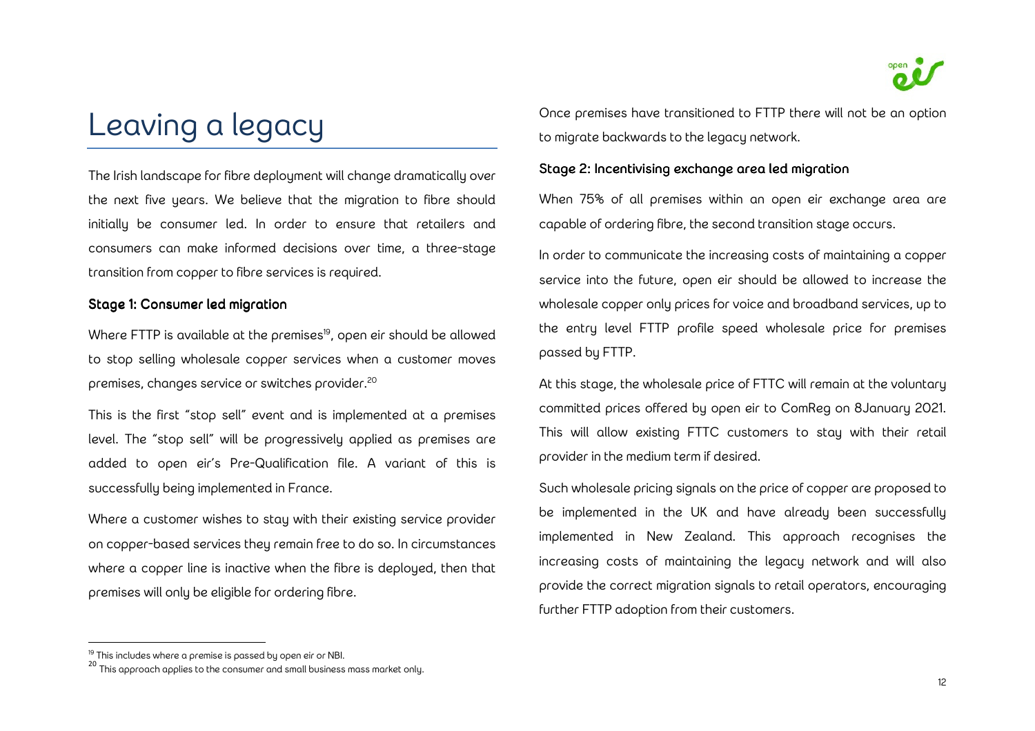# Leaving a legacy

The Irish landscape for fibre deployment will change dramatically over the next five years. We believe that the migration to fibre should initially be consumer led. In order to ensure that retailers and consumers can make informed decisions over time, a three-stage transition from copper to fibre services is required.

### Stage 1: Consumer led migration

Where FTTP is available at the premises[19], open eir should be allowed to stop selling wholesale copper services when a customer moves premises, changes service or switches provider.[20]

This is the first "stop sell" event and is implemented at a premises level. The "stop sell" will be progressively applied as premises are added to open eir's Pre-Qualification file. A variant of this is successfully being implemented in France.

Where a customer wishes to stay with their existing service provider on copper-based services they remain free to do so. In circumstances where a copper line is inactive when the fibre is deployed, then that premises will only be eligible for ordering fibre.

Once premises have transitioned to FTTP there will not be an option to migrate backwards to the legacy network.

### Stage 2: Incentivising exchange area led migration

When 75% of all premises within an open eir exchange area are capable of ordering fibre, the second transition stage occurs.

In order to communicate the increasing costs of maintaining a copper service into the future, open eir should be allowed to increase the wholesale copper only prices for voice and broadband services, up to the entry level FTTP profile speed wholesale price for premises passed by FTTP.

At this stage, the wholesale price of FTTC will remain at the voluntary committed prices offered by open eir to ComReg on 8January 2021. This will allow existing FTTC customers to stay with their retail provider in the medium term if desired.

Such wholesale pricing signals on the price of copper are proposed to be implemented in the UK and have already been successfully implemented in New Zealand. This approach recognises the increasing costs of maintaining the legacy network and will also provide the correct migration signals to retail operators, encouraging further FTTP adoption from their customers.

---

[19] This includes where a premise is passed by open eir or NBI.

[20] This approach applies to the consumer and small business mass market only.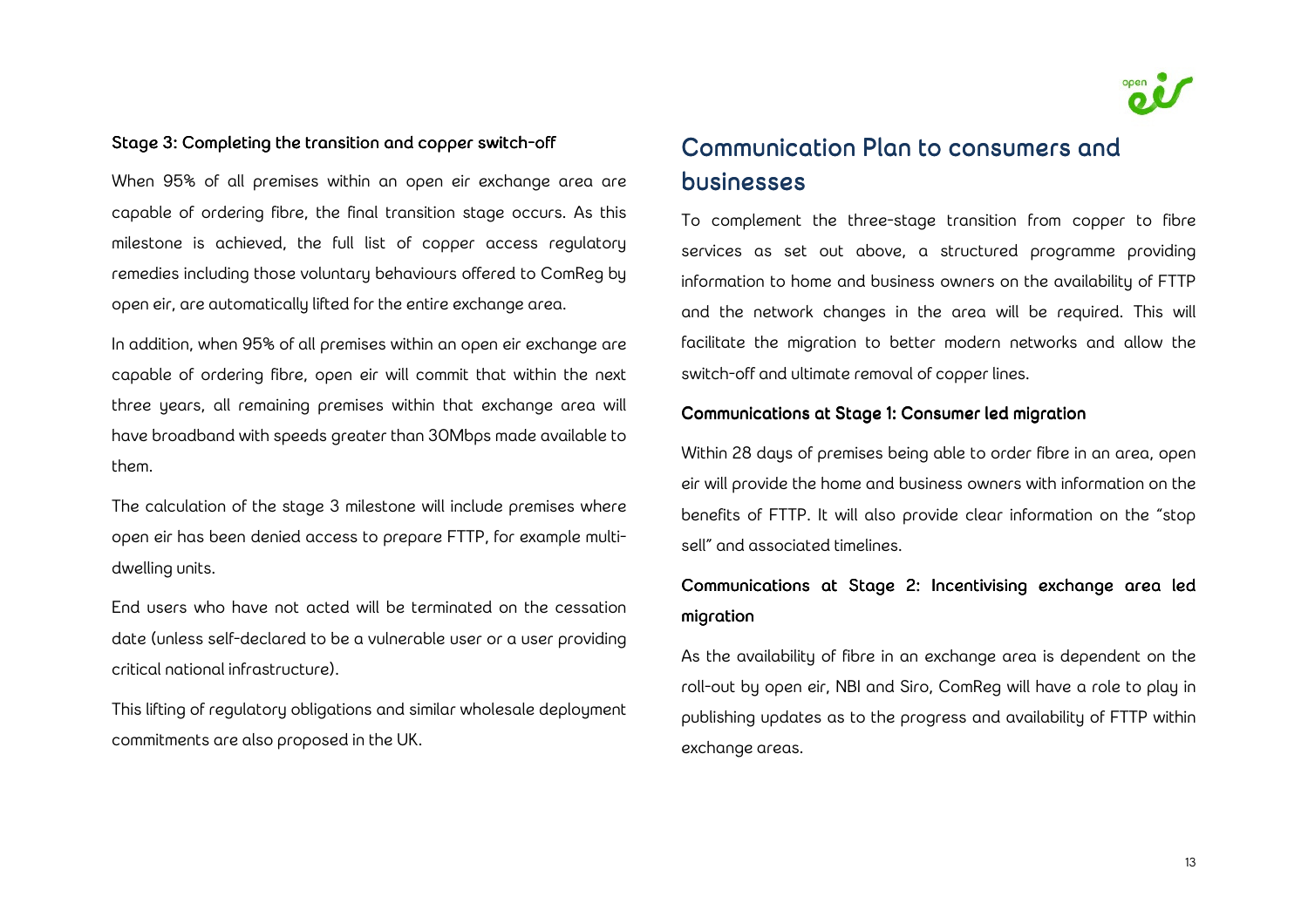### Stage 3: Completing the transition and copper switch-off

When 95% of all premises within an open eir exchange area are capable of ordering fibre, the final transition stage occurs. As this milestone is achieved, the full list of copper access regulatory remedies including those voluntary behaviours offered to ComReg by open eir, are automatically lifted for the entire exchange area.

In addition, when 95% of all premises within an open eir exchange are capable of ordering fibre, open eir will commit that within the next three years, all remaining premises within that exchange area will have broadband with speeds greater than 30Mbps made available to them.

The calculation of the stage 3 milestone will include premises where open eir has been denied access to prepare FTTP, for example multi-dwelling units.

End users who have not acted will be terminated on the cessation date (unless self-declared to be a vulnerable user or a user providing critical national infrastructure).

This lifting of regulatory obligations and similar wholesale deployment commitments are also proposed in the UK.

## Communication Plan to consumers and businesses

To complement the three-stage transition from copper to fibre services as set out above, a structured programme providing information to home and business owners on the availability of FTTP and the network changes in the area will be required. This will facilitate the migration to better modern networks and allow the switch-off and ultimate removal of copper lines.

### Communications at Stage 1: Consumer led migration

Within 28 days of premises being able to order fibre in an area, open eir will provide the home and business owners with information on the benefits of FTTP. It will also provide clear information on the "stop sell" and associated timelines.

### Communications at Stage 2: Incentivising exchange area led migration

As the availability of fibre in an exchange area is dependent on the roll-out by open eir, NBI and Siro, ComReg will have a role to play in publishing updates as to the progress and availability of FTTP within exchange areas.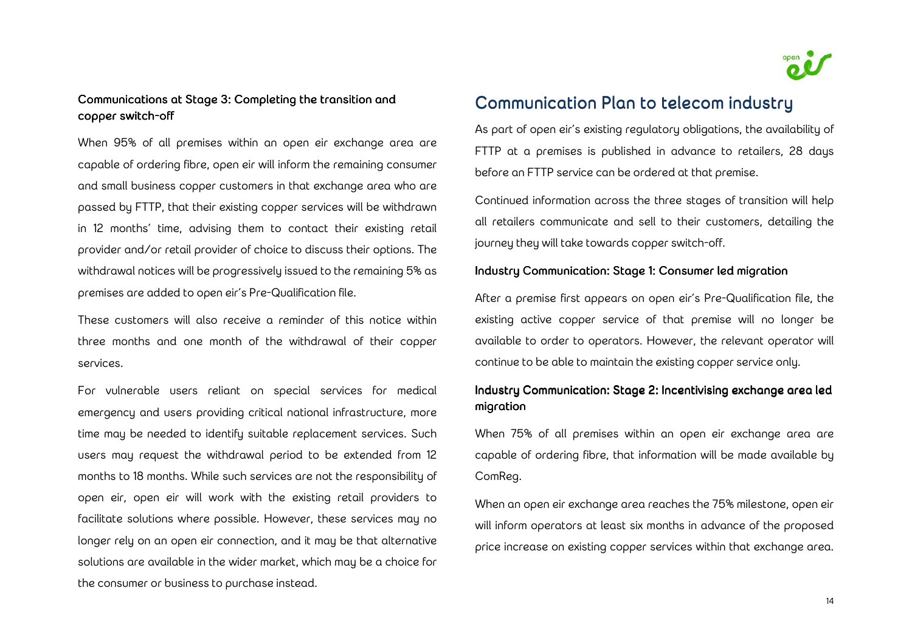### Communications at Stage 3: Completing the transition and copper switch-off

When 95% of all premises within an open eir exchange area are capable of ordering fibre, open eir will inform the remaining consumer and small business copper customers in that exchange area who are passed by FTTP, that their existing copper services will be withdrawn in 12 months' time, advising them to contact their existing retail provider and/or retail provider of choice to discuss their options. The withdrawal notices will be progressively issued to the remaining 5% as premises are added to open eir's Pre-Qualification file.

These customers will also receive a reminder of this notice within three months and one month of the withdrawal of their copper services.

For vulnerable users reliant on special services for medical emergency and users providing critical national infrastructure, more time may be needed to identify suitable replacement services. Such users may request the withdrawal period to be extended from 12 months to 18 months. While such services are not the responsibility of open eir, open eir will work with the existing retail providers to facilitate solutions where possible. However, these services may no longer rely on an open eir connection, and it may be that alternative solutions are available in the wider market, which may be a choice for the consumer or business to purchase instead.

## Communication Plan to telecom industry

As part of open eir's existing regulatory obligations, the availability of FTTP at a premises is published in advance to retailers, 28 days before an FTTP service can be ordered at that premise.

Continued information across the three stages of transition will help all retailers communicate and sell to their customers, detailing the journey they will take towards copper switch-off.

### Industry Communication: Stage 1: Consumer led migration

After a premise first appears on open eir's Pre-Qualification file, the existing active copper service of that premise will no longer be available to order to operators. However, the relevant operator will continue to be able to maintain the existing copper service only.

### Industry Communication: Stage 2: Incentivising exchange area led migration

When 75% of all premises within an open eir exchange area are capable of ordering fibre, that information will be made available by ComReg.

When an open eir exchange area reaches the 75% milestone, open eir will inform operators at least six months in advance of the proposed price increase on existing copper services within that exchange area.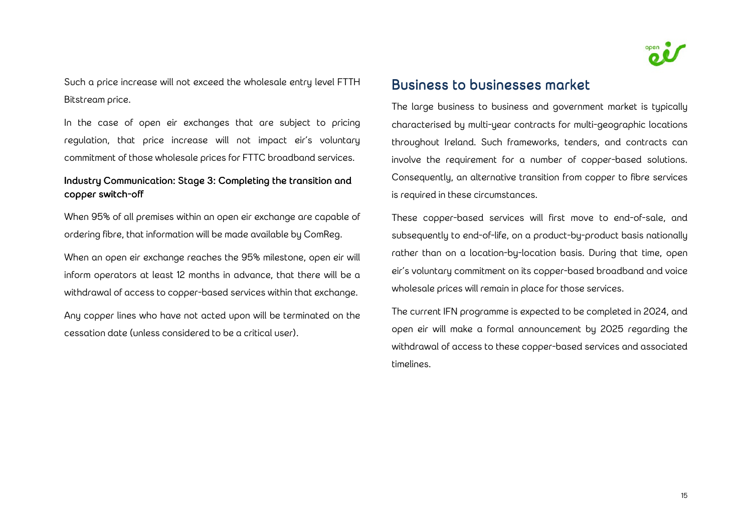Such a price increase will not exceed the wholesale entry level FTTH Bitstream price.

In the case of open eir exchanges that are subject to pricing regulation, that price increase will not impact eir's voluntary commitment of those wholesale prices for FTTC broadband services.

### Industry Communication: Stage 3: Completing the transition and copper switch-off

When 95% of all premises within an open eir exchange are capable of ordering fibre, that information will be made available by ComReg.

When an open eir exchange reaches the 95% milestone, open eir will inform operators at least 12 months in advance, that there will be a withdrawal of access to copper-based services within that exchange.

Any copper lines who have not acted upon will be terminated on the cessation date (unless considered to be a critical user).

## Business to businesses market

The large business to business and government market is typically characterised by multi-year contracts for multi-geographic locations throughout Ireland. Such frameworks, tenders, and contracts can involve the requirement for a number of copper-based solutions. Consequently, an alternative transition from copper to fibre services is required in these circumstances.

These copper-based services will first move to end-of-sale, and subsequently to end-of-life, on a product-by-product basis nationally rather than on a location-by-location basis. During that time, open eir's voluntary commitment on its copper-based broadband and voice wholesale prices will remain in place for those services.

The current IFN programme is expected to be completed in 2024, and open eir will make a formal announcement by 2025 regarding the withdrawal of access to these copper-based services and associated timelines.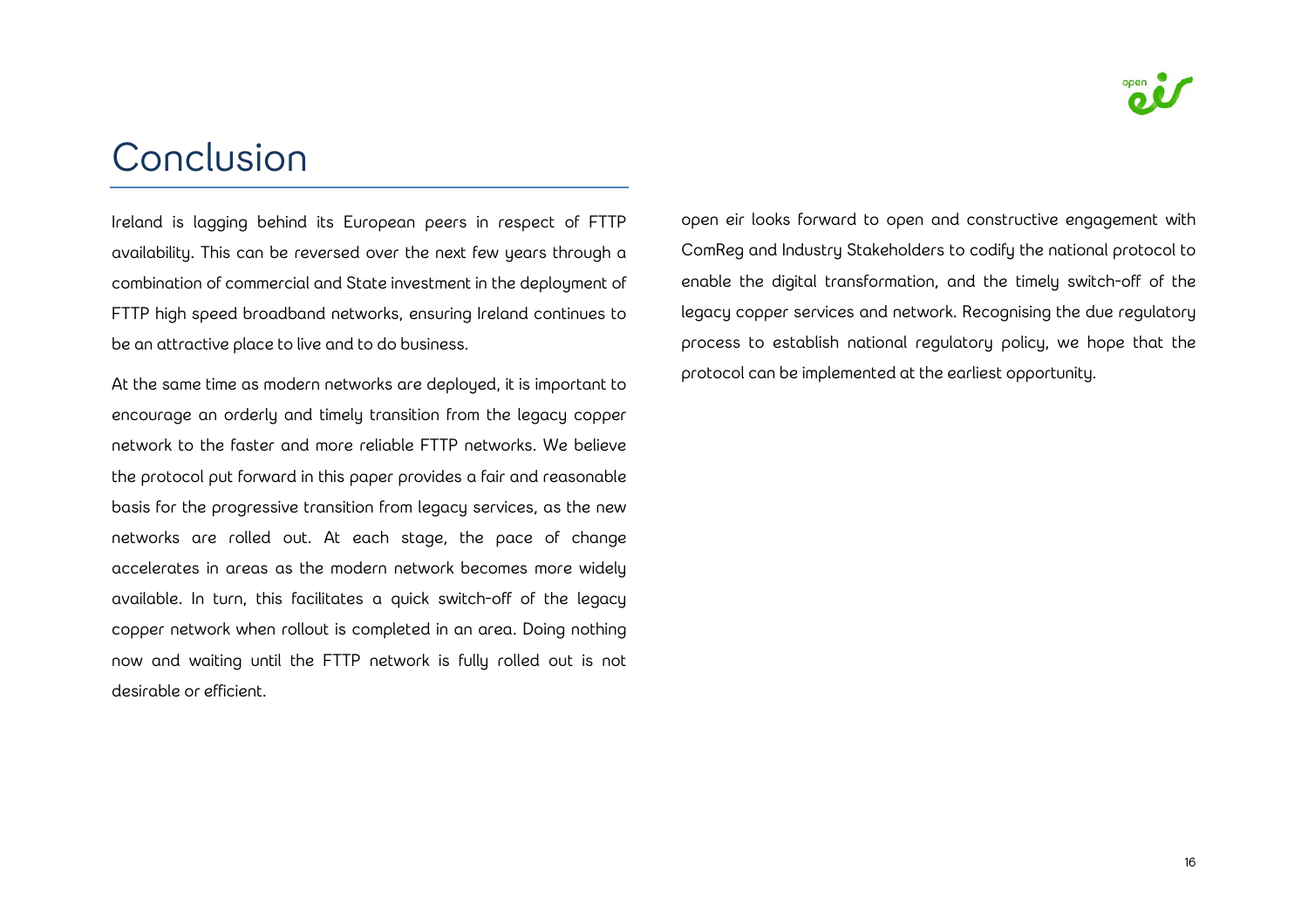# Conclusion

Ireland is lagging behind its European peers in respect of FTTP availability. This can be reversed over the next few years through a combination of commercial and State investment in the deployment of FTTP high speed broadband networks, ensuring Ireland continues to be an attractive place to live and to do business.

At the same time as modern networks are deployed, it is important to encourage an orderly and timely transition from the legacy copper network to the faster and more reliable FTTP networks. We believe the protocol put forward in this paper provides a fair and reasonable basis for the progressive transition from legacy services, as the new networks are rolled out. At each stage, the pace of change accelerates in areas as the modern network becomes more widely available. In turn, this facilitates a quick switch-off of the legacy copper network when rollout is completed in an area. Doing nothing now and waiting until the FTTP network is fully rolled out is not desirable or efficient.

open eir looks forward to open and constructive engagement with ComReg and Industry Stakeholders to codify the national protocol to enable the digital transformation, and the timely switch-off of the legacy copper services and network. Recognising the due regulatory process to establish national regulatory policy, we hope that the protocol can be implemented at the earliest opportunity.